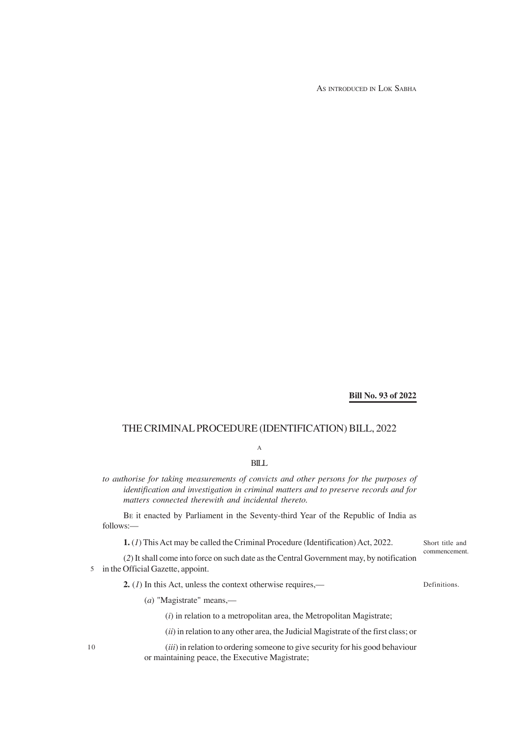AS INTRODUCED IN LOK SABHA

**Bill No. 93 of 2022**

# THE CRIMINAL PROCEDURE (IDENTIFICATION) BILL, 2022

A

BILL

*to authorise for taking measurements of convicts and other persons for the purposes of identification and investigation in criminal matters and to preserve records and for matters connected therewith and incidental thereto.*

BE it enacted by Parliament in the Seventy-third Year of the Republic of India as follows:—

Short title and commencement.

**1.** (*1*) This Act may be called the Criminal Procedure (Identification) Act, 2022.

(*2*) It shall come into force on such date as the Central Government may, by notification in the Official Gazette, appoint.

Definitions.

**2.** (*1*) In this Act, unless the context otherwise requires,—

(*a*) "Magistrate" means,—

(*i*) in relation to a metropolitan area, the Metropolitan Magistrate;

(*ii*) in relation to any other area, the Judicial Magistrate of the first class; or

(*iii*) in relation to ordering someone to give security for his good behaviour or maintaining peace, the Executive Magistrate;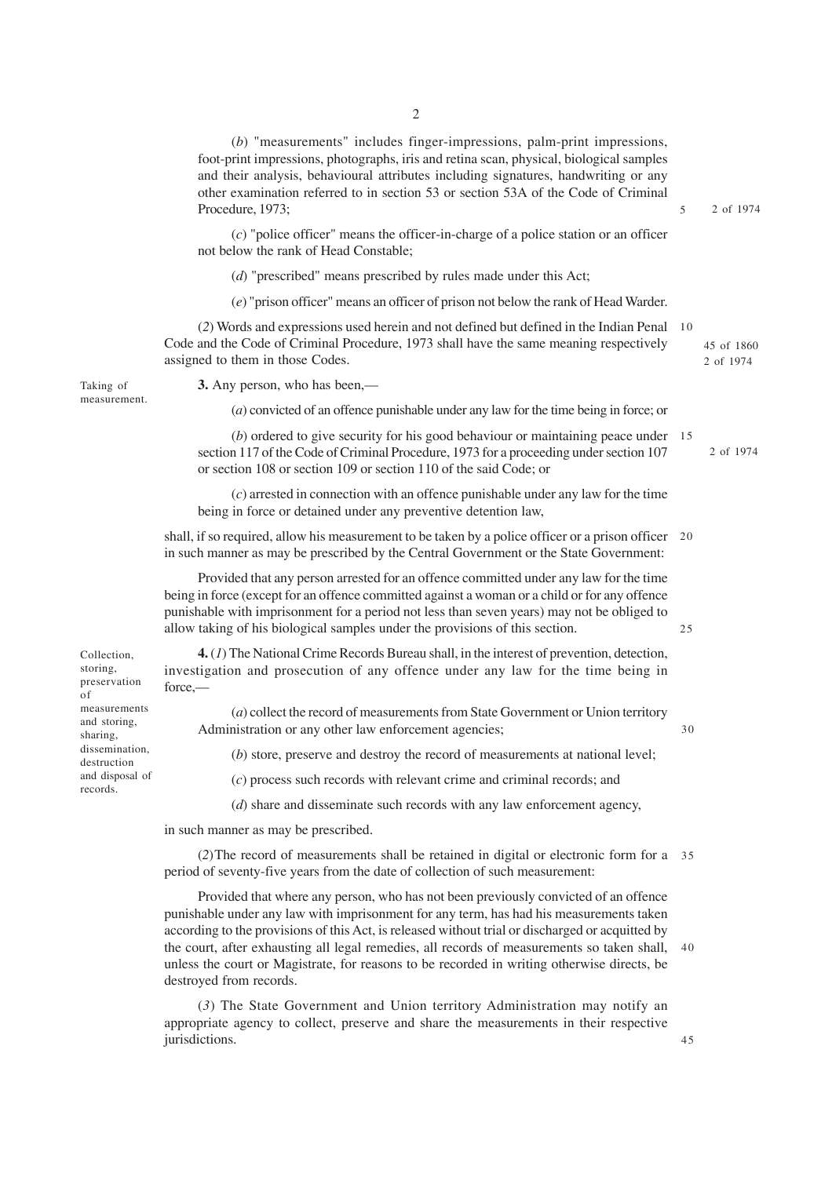(*b*) "measurements" includes finger-impressions, palm-print impressions, foot-print impressions, photographs, iris and retina scan, physical, biological samples and their analysis, behavioural attributes including signatures, handwriting or any other examination referred to in section 53 or section 53A of the Code of Criminal Procedure, 1973;

2 of 1974

(*c*) "police officer" means the officer-in-charge of a police station or an officer not below the rank of Head Constable;

(*d*) "prescribed" means prescribed by rules made under this Act;

(*e*) "prison officer" means an officer of prison not below the rank of Head Warder.

(*2*) Words and expressions used herein and not defined but defined in the Indian Penal Code and the Code of Criminal Procedure, 1973 shall have the same meaning respectively assigned to them in those Codes.

45 of 1860
2 of 1974

Taking of measurement.

**3.** Any person, who has been,—

(*a*) convicted of an offence punishable under any law for the time being in force; or

(*b*) ordered to give security for his good behaviour or maintaining peace under section 117 of the Code of Criminal Procedure, 1973 for a proceeding under section 107 or section 108 or section 109 or section 110 of the said Code; or

2 of 1974

(*c*) arrested in connection with an offence punishable under any law for the time being in force or detained under any preventive detention law,

shall, if so required, allow his measurement to be taken by a police officer or a prison officer in such manner as may be prescribed by the Central Government or the State Government:

Provided that any person arrested for an offence committed under any law for the time being in force (except for an offence committed against a woman or a child or for any offence punishable with imprisonment for a period not less than seven years) may not be obliged to allow taking of his biological samples under the provisions of this section.

Collection, storing, preservation of measurements and storing, sharing, dissemination, destruction and disposal of records.

**4.** (*1*) The National Crime Records Bureau shall, in the interest of prevention, detection, investigation and prosecution of any offence under any law for the time being in force,—

(*a*) collect the record of measurements from State Government or Union territory Administration or any other law enforcement agencies;

(*b*) store, preserve and destroy the record of measurements at national level;

(*c*) process such records with relevant crime and criminal records; and

(*d*) share and disseminate such records with any law enforcement agency,

in such manner as may be prescribed.

(*2*) The record of measurements shall be retained in digital or electronic form for a period of seventy-five years from the date of collection of such measurement:

Provided that where any person, who has not been previously convicted of an offence punishable under any law with imprisonment for any term, has had his measurements taken according to the provisions of this Act, is released without trial or discharged or acquitted by the court, after exhausting all legal remedies, all records of measurements so taken shall, unless the court or Magistrate, for reasons to be recorded in writing otherwise directs, be destroyed from records.

(*3*) The State Government and Union territory Administration may notify an appropriate agency to collect, preserve and share the measurements in their respective jurisdictions.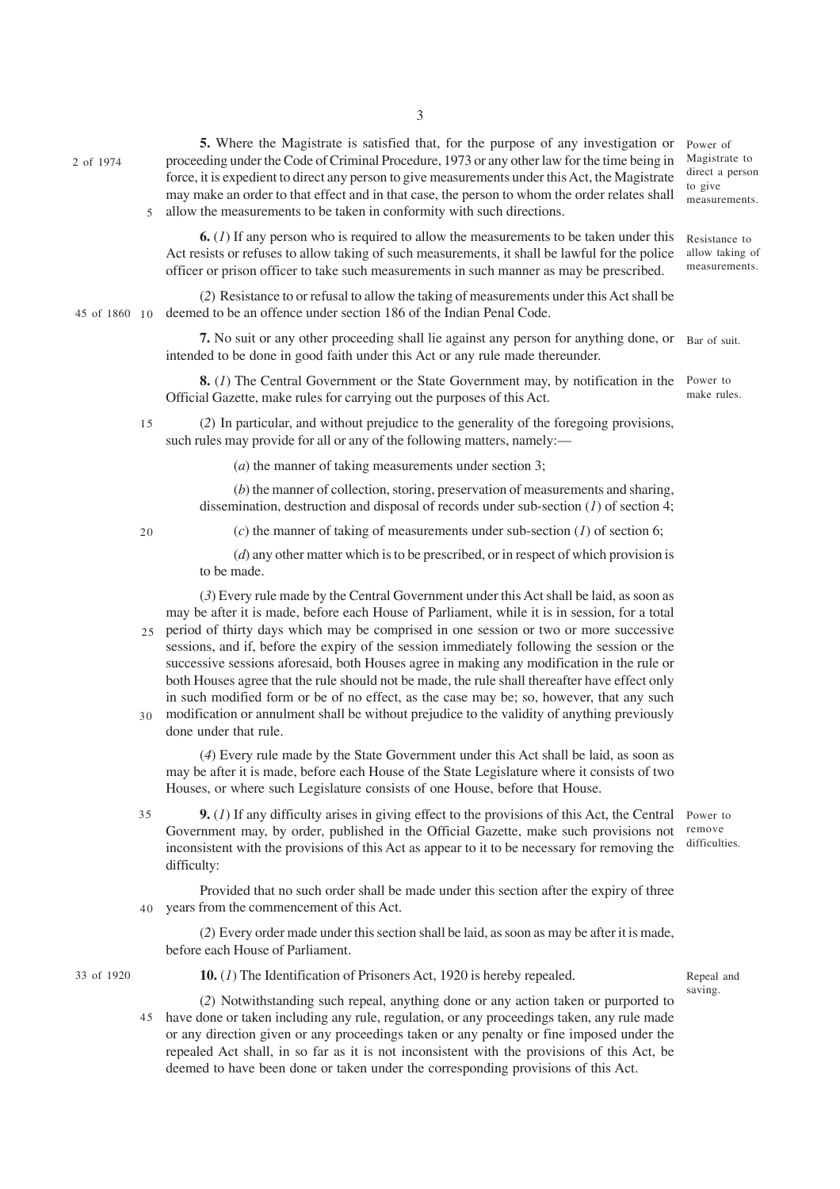**5.** Where the Magistrate is satisfied that, for the purpose of any investigation or proceeding under the Code of Criminal Procedure, 1973 or any other law for the time being in force, it is expedient to direct any person to give measurements under this Act, the Magistrate may make an order to that effect and in that case, the person to whom the order relates shall allow the measurements to be taken in conformity with such directions.

Power of Magistrate to direct a person to give measurements.

2 of 1974

**6.** (*1*) If any person who is required to allow the measurements to be taken under this Act resists or refuses to allow taking of such measurements, it shall be lawful for the police officer or prison officer to take such measurements in such manner as may be prescribed.

Resistance to allow taking of measurements.

(*2*) Resistance to or refusal to allow the taking of measurements under this Act shall be deemed to be an offence under section 186 of the Indian Penal Code.

45 of 1860

**7.** No suit or any other proceeding shall lie against any person for anything done, or intended to be done in good faith under this Act or any rule made thereunder.

Bar of suit.

**8.** (*1*) The Central Government or the State Government may, by notification in the Official Gazette, make rules for carrying out the purposes of this Act.

Power to make rules.

(*2*) In particular, and without prejudice to the generality of the foregoing provisions, such rules may provide for all or any of the following matters, namely:—

(*a*) the manner of taking measurements under section 3;

(*b*) the manner of collection, storing, preservation of measurements and sharing, dissemination, destruction and disposal of records under sub-section (*1*) of section 4;

(*c*) the manner of taking of measurements under sub-section (*1*) of section 6;

(*d*) any other matter which is to be prescribed, or in respect of which provision is to be made.

(*3*) Every rule made by the Central Government under this Act shall be laid, as soon as may be after it is made, before each House of Parliament, while it is in session, for a total period of thirty days which may be comprised in one session or two or more successive sessions, and if, before the expiry of the session immediately following the session or the successive sessions aforesaid, both Houses agree in making any modification in the rule or both Houses agree that the rule should not be made, the rule shall thereafter have effect only in such modified form or be of no effect, as the case may be; so, however, that any such modification or annulment shall be without prejudice to the validity of anything previously done under that rule.

(*4*) Every rule made by the State Government under this Act shall be laid, as soon as may be after it is made, before each House of the State Legislature where it consists of two Houses, or where such Legislature consists of one House, before that House.

**9.** (*1*) If any difficulty arises in giving effect to the provisions of this Act, the Central Government may, by order, published in the Official Gazette, make such provisions not inconsistent with the provisions of this Act as appear to it to be necessary for removing the difficulty:

Power to remove difficulties.

Provided that no such order shall be made under this section after the expiry of three years from the commencement of this Act.

(*2*) Every order made under this section shall be laid, as soon as may be after it is made, before each House of Parliament.

**10.** (*1*) The Identification of Prisoners Act, 1920 is hereby repealed.

Repeal and saving.

33 of 1920

(*2*) Notwithstanding such repeal, anything done or any action taken or purported to have done or taken including any rule, regulation, or any proceedings taken, any rule made or any direction given or any proceedings taken or any penalty or fine imposed under the repealed Act shall, in so far as it is not inconsistent with the provisions of this Act, be deemed to have been done or taken under the corresponding provisions of this Act.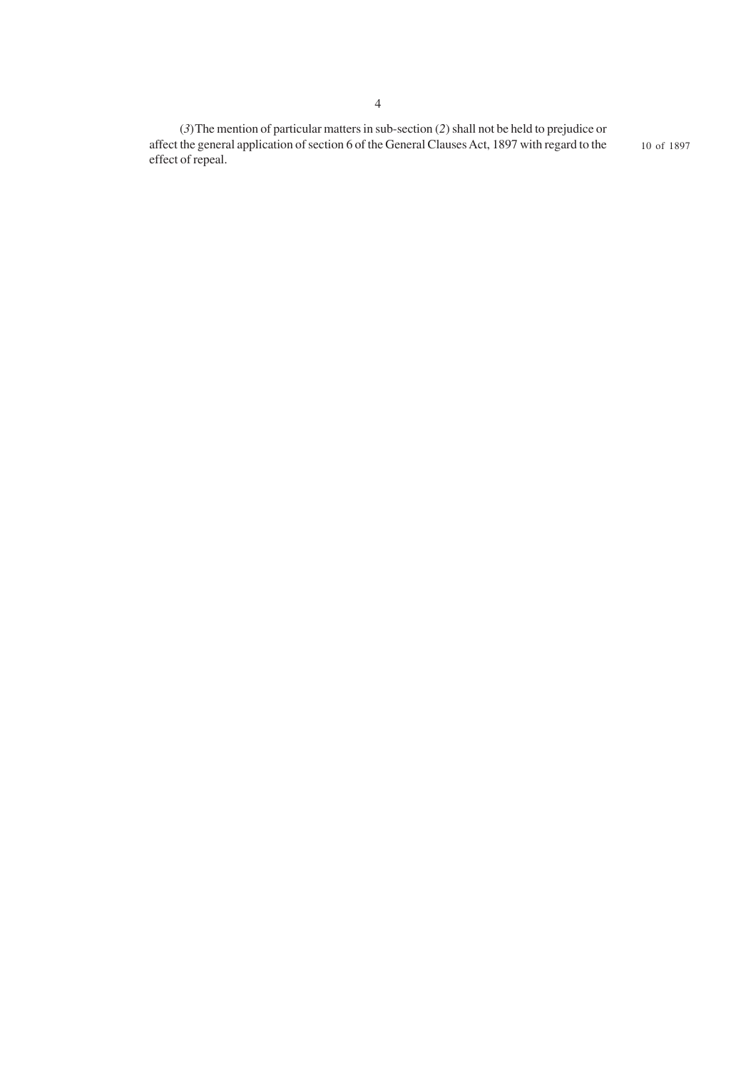(*3*) The mention of particular matters in sub-section (*2*) shall not be held to prejudice or affect the general application of section 6 of the General Clauses Act, 1897 with regard to the effect of repeal.

10 of 1897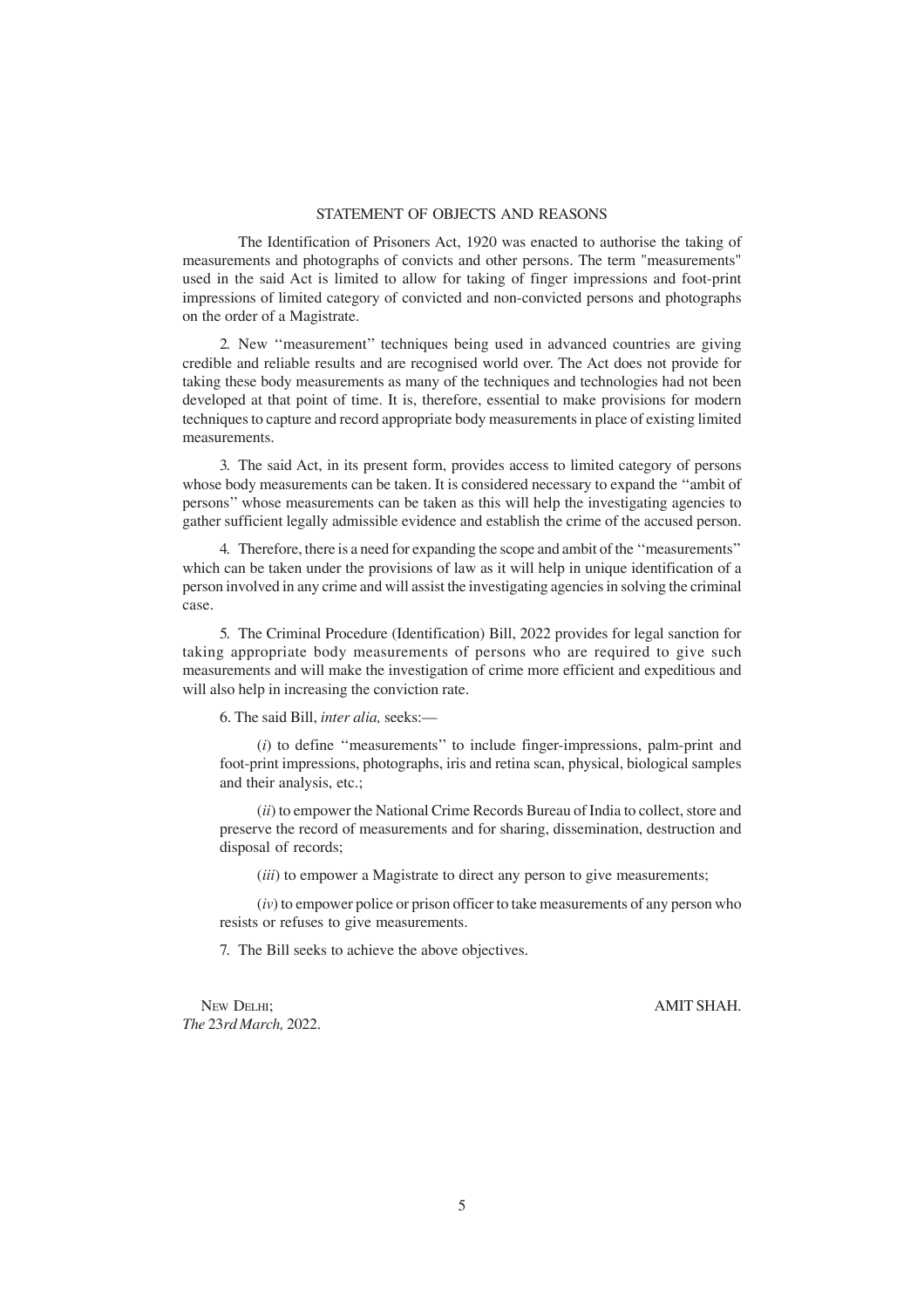## STATEMENT OF OBJECTS AND REASONS

The Identification of Prisoners Act, 1920 was enacted to authorise the taking of measurements and photographs of convicts and other persons. The term "measurements" used in the said Act is limited to allow for taking of finger impressions and foot-print impressions of limited category of convicted and non-convicted persons and photographs on the order of a Magistrate.

2. New ''measurement'' techniques being used in advanced countries are giving credible and reliable results and are recognised world over. The Act does not provide for taking these body measurements as many of the techniques and technologies had not been developed at that point of time. It is, therefore, essential to make provisions for modern techniques to capture and record appropriate body measurements in place of existing limited measurements.

3. The said Act, in its present form, provides access to limited category of persons whose body measurements can be taken. It is considered necessary to expand the ''ambit of persons'' whose measurements can be taken as this will help the investigating agencies to gather sufficient legally admissible evidence and establish the crime of the accused person.

4. Therefore, there is a need for expanding the scope and ambit of the ''measurements'' which can be taken under the provisions of law as it will help in unique identification of a person involved in any crime and will assist the investigating agencies in solving the criminal case.

5. The Criminal Procedure (Identification) Bill, 2022 provides for legal sanction for taking appropriate body measurements of persons who are required to give such measurements and will make the investigation of crime more efficient and expeditious and will also help in increasing the conviction rate.

6. The said Bill, *inter alia,* seeks:—

(*i*) to define ''measurements'' to include finger-impressions, palm-print and foot-print impressions, photographs, iris and retina scan, physical, biological samples and their analysis, etc.;

(*ii*) to empower the National Crime Records Bureau of India to collect, store and preserve the record of measurements and for sharing, dissemination, destruction and disposal of records;

(*iii*) to empower a Magistrate to direct any person to give measurements;

(*iv*) to empower police or prison officer to take measurements of any person who resists or refuses to give measurements.

7. The Bill seeks to achieve the above objectives.

NEW DELHI;  
*The* 23*rd March,* 2022.

AMIT SHAH.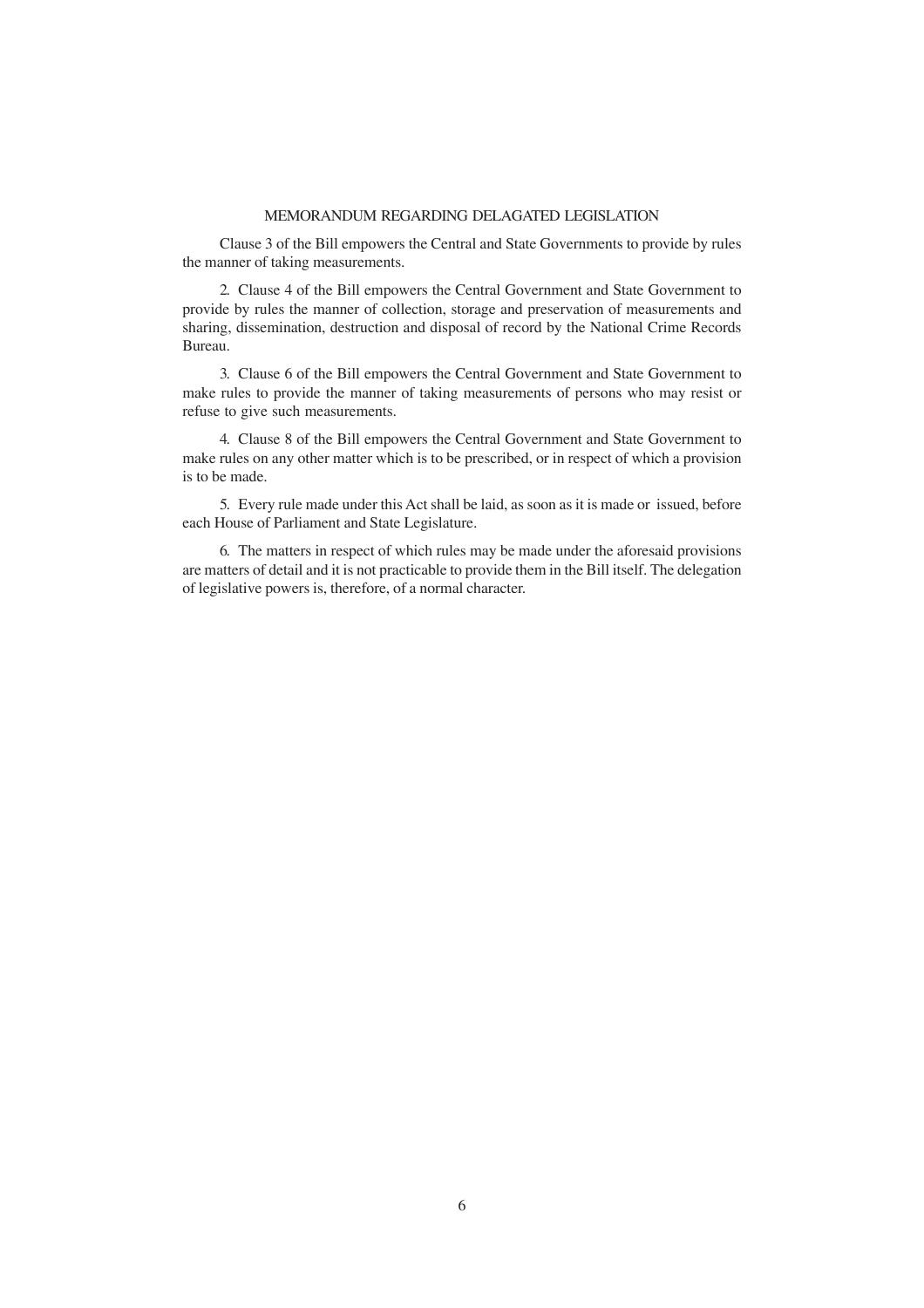## MEMORANDUM REGARDING DELAGATED LEGISLATION

Clause 3 of the Bill empowers the Central and State Governments to provide by rules the manner of taking measurements.

2. Clause 4 of the Bill empowers the Central Government and State Government to provide by rules the manner of collection, storage and preservation of measurements and sharing, dissemination, destruction and disposal of record by the National Crime Records Bureau.

3. Clause 6 of the Bill empowers the Central Government and State Government to make rules to provide the manner of taking measurements of persons who may resist or refuse to give such measurements.

4. Clause 8 of the Bill empowers the Central Government and State Government to make rules on any other matter which is to be prescribed, or in respect of which a provision is to be made.

5. Every rule made under this Act shall be laid, as soon as it is made or issued, before each House of Parliament and State Legislature.

6. The matters in respect of which rules may be made under the aforesaid provisions are matters of detail and it is not practicable to provide them in the Bill itself. The delegation of legislative powers is, therefore, of a normal character.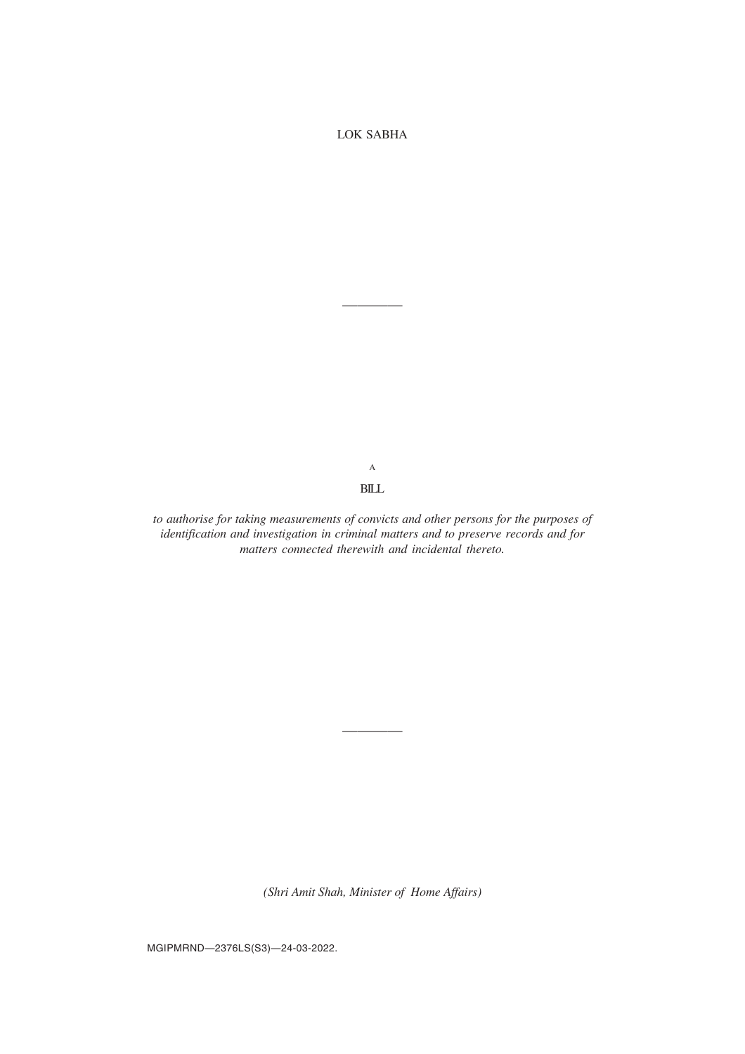LOK SABHA

———

A

BILL

*to authorise for taking measurements of convicts and other persons for the purposes of identification and investigation in criminal matters and to preserve records and for matters connected therewith and incidental thereto.*

———

*(Shri Amit Shah, Minister of Home Affairs)*

MGIPMRND—2376LS(S3)—24-03-2022.